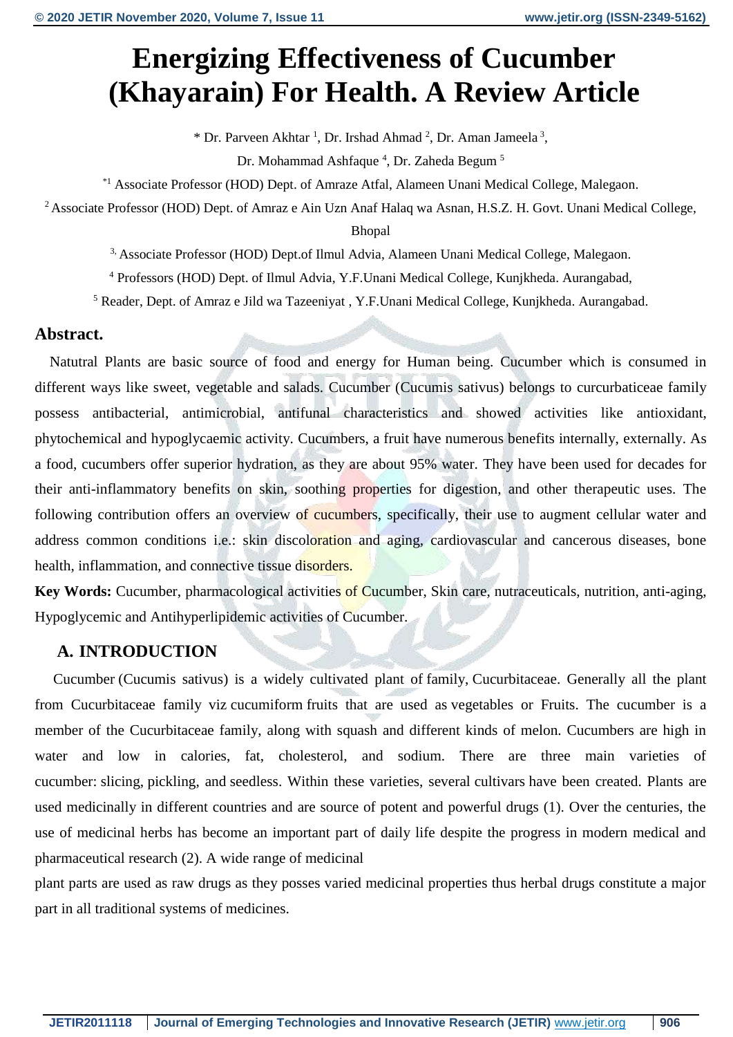# Energizing Effectiveness of Cucumber (Khayarain) For Health. A Review Article

* Dr. Parveen Akhtar [1], Dr. Irshad Ahmad [2], Dr. Aman Jameela [3],

Dr. Mohammad Ashfaque [4], Dr. Zaheda Begum [5]

[*1] Associate Professor (HOD) Dept. of Amraze Atfal, Alameen Unani Medical College, Malegaon.

[2] Associate Professor (HOD) Dept. of Amraz e Ain Uzn Anaf Halaq wa Asnan, H.S.Z. H. Govt. Unani Medical College, Bhopal

[3,] Associate Professor (HOD) Dept.of Ilmul Advia, Alameen Unani Medical College, Malegaon.

[4] Professors (HOD) Dept. of Ilmul Advia, Y.F.Unani Medical College, Kunjkheda. Aurangabad,

[5] Reader, Dept. of Amraz e Jild wa Tazeeniyat , Y.F.Unani Medical College, Kunjkheda. Aurangabad.

## Abstract.

Natutral Plants are basic source of food and energy for Human being. Cucumber which is consumed in different ways like sweet, vegetable and salads. Cucumber (Cucumis sativus) belongs to curcurbaticeae family possess antibacterial, antimicrobial, antifunal characteristics and showed activities like antioxidant, phytochemical and hypoglycaemic activity. Cucumbers, a fruit have numerous benefits internally, externally. As a food, cucumbers offer superior hydration, as they are about 95% water. They have been used for decades for their anti-inflammatory benefits on skin, soothing properties for digestion, and other therapeutic uses. The following contribution offers an overview of cucumbers, specifically, their use to augment cellular water and address common conditions i.e.: skin discoloration and aging, cardiovascular and cancerous diseases, bone health, inflammation, and connective tissue disorders.

**Key Words:** Cucumber, pharmacological activities of Cucumber, Skin care, nutraceuticals, nutrition, anti-aging, Hypoglycemic and Antihyperlipidemic activities of Cucumber.

## A. INTRODUCTION

Cucumber (Cucumis sativus) is a widely cultivated plant of family, Cucurbitaceae. Generally all the plant from Cucurbitaceae family viz cucumiform fruits that are used as vegetables or Fruits. The cucumber is a member of the Cucurbitaceae family, along with squash and different kinds of melon. Cucumbers are high in water and low in calories, fat, cholesterol, and sodium. There are three main varieties of cucumber: slicing, pickling, and seedless. Within these varieties, several cultivars have been created. Plants are used medicinally in different countries and are source of potent and powerful drugs (1). Over the centuries, the use of medicinal herbs has become an important part of daily life despite the progress in modern medical and pharmaceutical research (2). A wide range of medicinal plant parts are used as raw drugs as they posses varied medicinal properties thus herbal drugs constitute a major part in all traditional systems of medicines.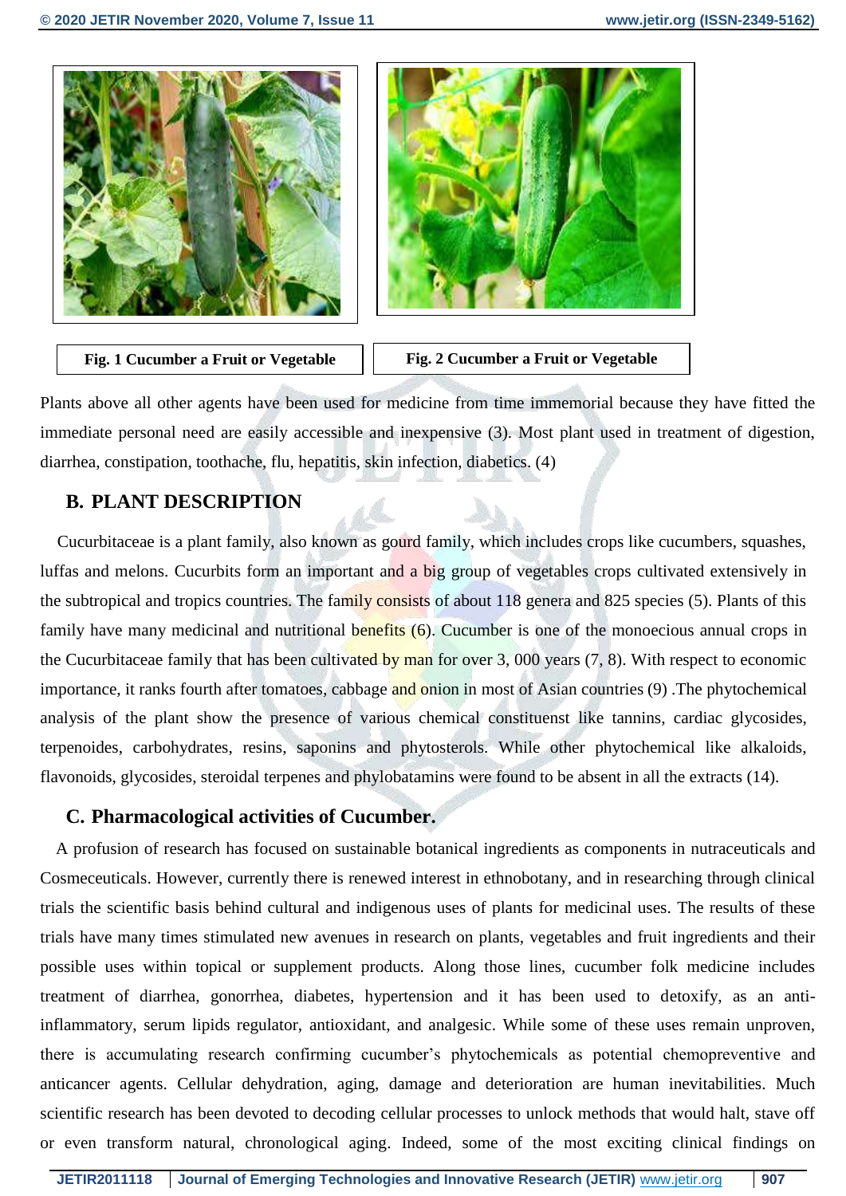Fig. 1 Cucumber a Fruit or Vegetable

Fig. 2 Cucumber a Fruit or Vegetable

Plants above all other agents have been used for medicine from time immemorial because they have fitted the immediate personal need are easily accessible and inexpensive (3). Most plant used in treatment of digestion, diarrhea, constipation, toothache, flu, hepatitis, skin infection, diabetics. (4)

## B. PLANT DESCRIPTION

Cucurbitaceae is a plant family, also known as gourd family, which includes crops like cucumbers, squashes, luffas and melons. Cucurbits form an important and a big group of vegetables crops cultivated extensively in the subtropical and tropics countries. The family consists of about 118 genera and 825 species (5). Plants of this family have many medicinal and nutritional benefits (6). Cucumber is one of the monoecious annual crops in the Cucurbitaceae family that has been cultivated by man for over 3, 000 years (7, 8). With respect to economic importance, it ranks fourth after tomatoes, cabbage and onion in most of Asian countries (9) .The phytochemical analysis of the plant show the presence of various chemical constituenst like tannins, cardiac glycosides, terpenoides, carbohydrates, resins, saponins and phytosterols. While other phytochemical like alkaloids, flavonoids, glycosides, steroidal terpenes and phylobatamins were found to be absent in all the extracts (14).

## C. Pharmacological activities of Cucumber.

A profusion of research has focused on sustainable botanical ingredients as components in nutraceuticals and Cosmeceuticals. However, currently there is renewed interest in ethnobotany, and in researching through clinical trials the scientific basis behind cultural and indigenous uses of plants for medicinal uses. The results of these trials have many times stimulated new avenues in research on plants, vegetables and fruit ingredients and their possible uses within topical or supplement products. Along those lines, cucumber folk medicine includes treatment of diarrhea, gonorrhea, diabetes, hypertension and it has been used to detoxify, as an anti-inflammatory, serum lipids regulator, antioxidant, and analgesic. While some of these uses remain unproven, there is accumulating research confirming cucumber's phytochemicals as potential chemopreventive and anticancer agents. Cellular dehydration, aging, damage and deterioration are human inevitabilities. Much scientific research has been devoted to decoding cellular processes to unlock methods that would halt, stave off or even transform natural, chronological aging. Indeed, some of the most exciting clinical findings on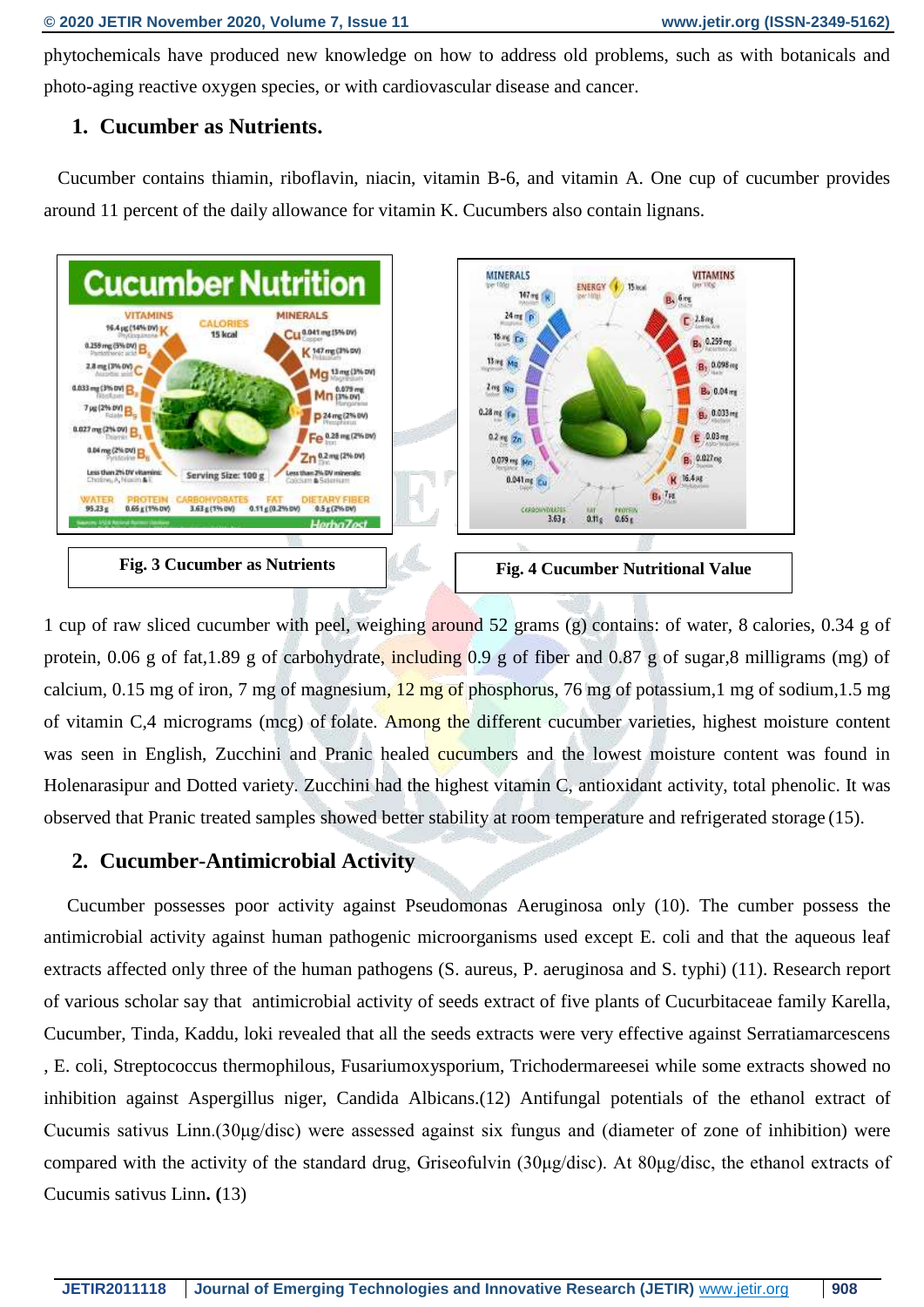phytochemicals have produced new knowledge on how to address old problems, such as with botanicals and photo-aging reactive oxygen species, or with cardiovascular disease and cancer.

## 1. Cucumber as Nutrients.

Cucumber contains thiamin, riboflavin, niacin, vitamin B-6, and vitamin A. One cup of cucumber provides around 11 percent of the daily allowance for vitamin K. Cucumbers also contain lignans.

**Fig. 3 Cucumber as Nutrients**

**Fig. 4 Cucumber Nutritional Value**

1 cup of raw sliced cucumber with peel, weighing around 52 grams (g) contains: of water, 8 calories, 0.34 g of protein, 0.06 g of fat,1.89 g of carbohydrate, including 0.9 g of fiber and 0.87 g of sugar,8 milligrams (mg) of calcium, 0.15 mg of iron, 7 mg of magnesium, 12 mg of phosphorus, 76 mg of potassium,1 mg of sodium,1.5 mg of vitamin C,4 micrograms (mcg) of folate. Among the different cucumber varieties, highest moisture content was seen in English, Zucchini and Pranic healed cucumbers and the lowest moisture content was found in Holenarasipur and Dotted variety. Zucchini had the highest vitamin C, antioxidant activity, total phenolic. It was observed that Pranic treated samples showed better stability at room temperature and refrigerated storage (15).

## 2. Cucumber-Antimicrobial Activity

Cucumber possesses poor activity against Pseudomonas Aeruginosa only (10). The cumber possess the antimicrobial activity against human pathogenic microorganisms used except E. coli and that the aqueous leaf extracts affected only three of the human pathogens (S. aureus, P. aeruginosa and S. typhi) (11). Research report of various scholar say that antimicrobial activity of seeds extract of five plants of Cucurbitaceae family Karella, Cucumber, Tinda, Kaddu, loki revealed that all the seeds extracts were very effective against Serratiamarcescens , E. coli, Streptococcus thermophilous, Fusariumoxysporium, Trichodermareesei while some extracts showed no inhibition against Aspergillus niger, Candida Albicans.(12) Antifungal potentials of the ethanol extract of Cucumis sativus Linn.(30μg/disc) were assessed against six fungus and (diameter of zone of inhibition) were compared with the activity of the standard drug, Griseofulvin (30μg/disc). At 80μg/disc, the ethanol extracts of Cucumis sativus Linn**. (**13)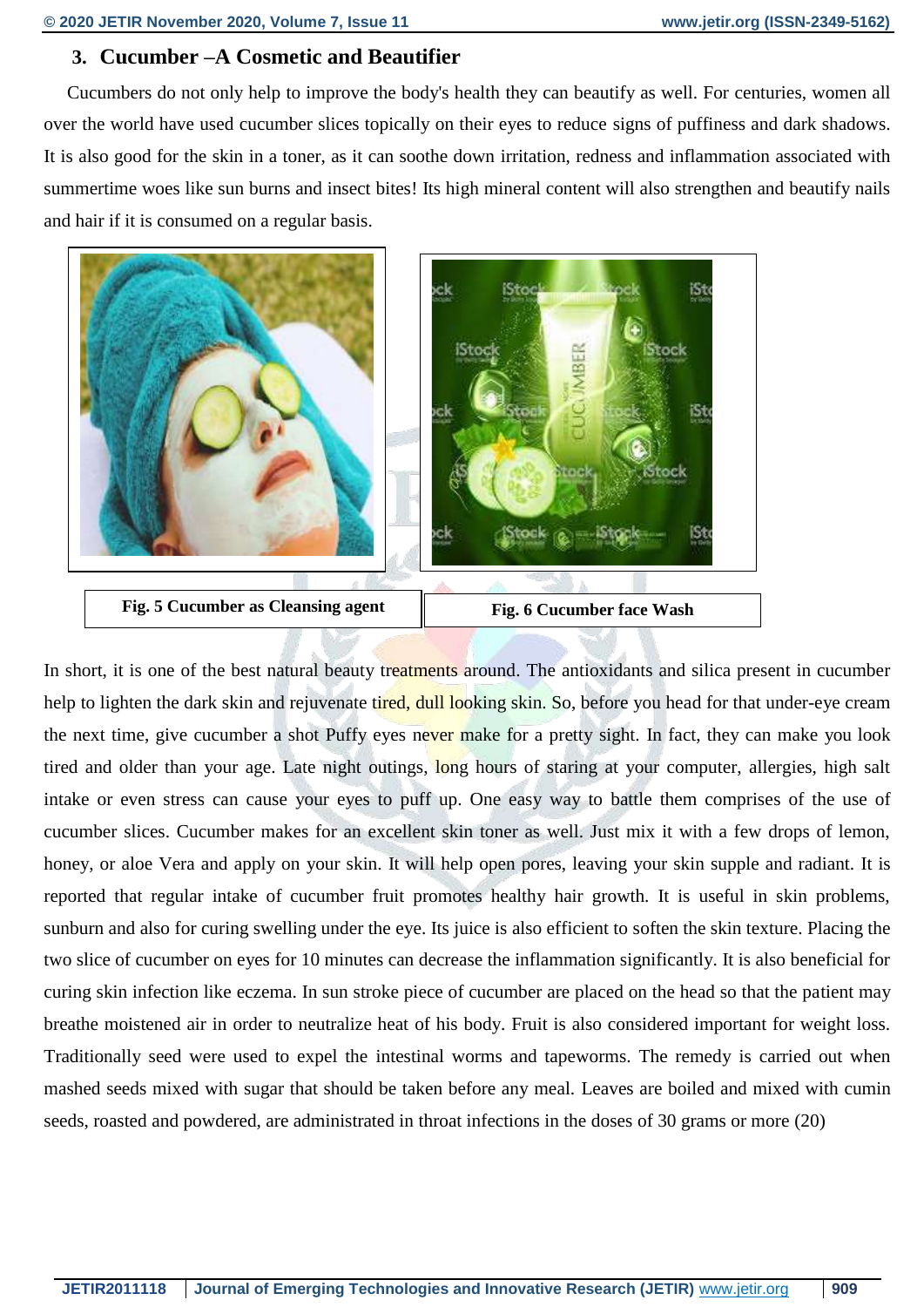## 3. Cucumber –A Cosmetic and Beautifier

Cucumbers do not only help to improve the body's health they can beautify as well. For centuries, women all over the world have used cucumber slices topically on their eyes to reduce signs of puffiness and dark shadows. It is also good for the skin in a toner, as it can soothe down irritation, redness and inflammation associated with summertime woes like sun burns and insect bites! Its high mineral content will also strengthen and beautify nails and hair if it is consumed on a regular basis.

**Fig. 5 Cucumber as Cleansing agent**

**Fig. 6 Cucumber face Wash**

In short, it is one of the best natural beauty treatments around. The antioxidants and silica present in cucumber help to lighten the dark skin and rejuvenate tired, dull looking skin. So, before you head for that under-eye cream the next time, give cucumber a shot Puffy eyes never make for a pretty sight. In fact, they can make you look tired and older than your age. Late night outings, long hours of staring at your computer, allergies, high salt intake or even stress can cause your eyes to puff up. One easy way to battle them comprises of the use of cucumber slices. Cucumber makes for an excellent skin toner as well. Just mix it with a few drops of lemon, honey, or aloe Vera and apply on your skin. It will help open pores, leaving your skin supple and radiant. It is reported that regular intake of cucumber fruit promotes healthy hair growth. It is useful in skin problems, sunburn and also for curing swelling under the eye. Its juice is also efficient to soften the skin texture. Placing the two slice of cucumber on eyes for 10 minutes can decrease the inflammation significantly. It is also beneficial for curing skin infection like eczema. In sun stroke piece of cucumber are placed on the head so that the patient may breathe moistened air in order to neutralize heat of his body. Fruit is also considered important for weight loss. Traditionally seed were used to expel the intestinal worms and tapeworms. The remedy is carried out when mashed seeds mixed with sugar that should be taken before any meal. Leaves are boiled and mixed with cumin seeds, roasted and powdered, are administrated in throat infections in the doses of 30 grams or more (20)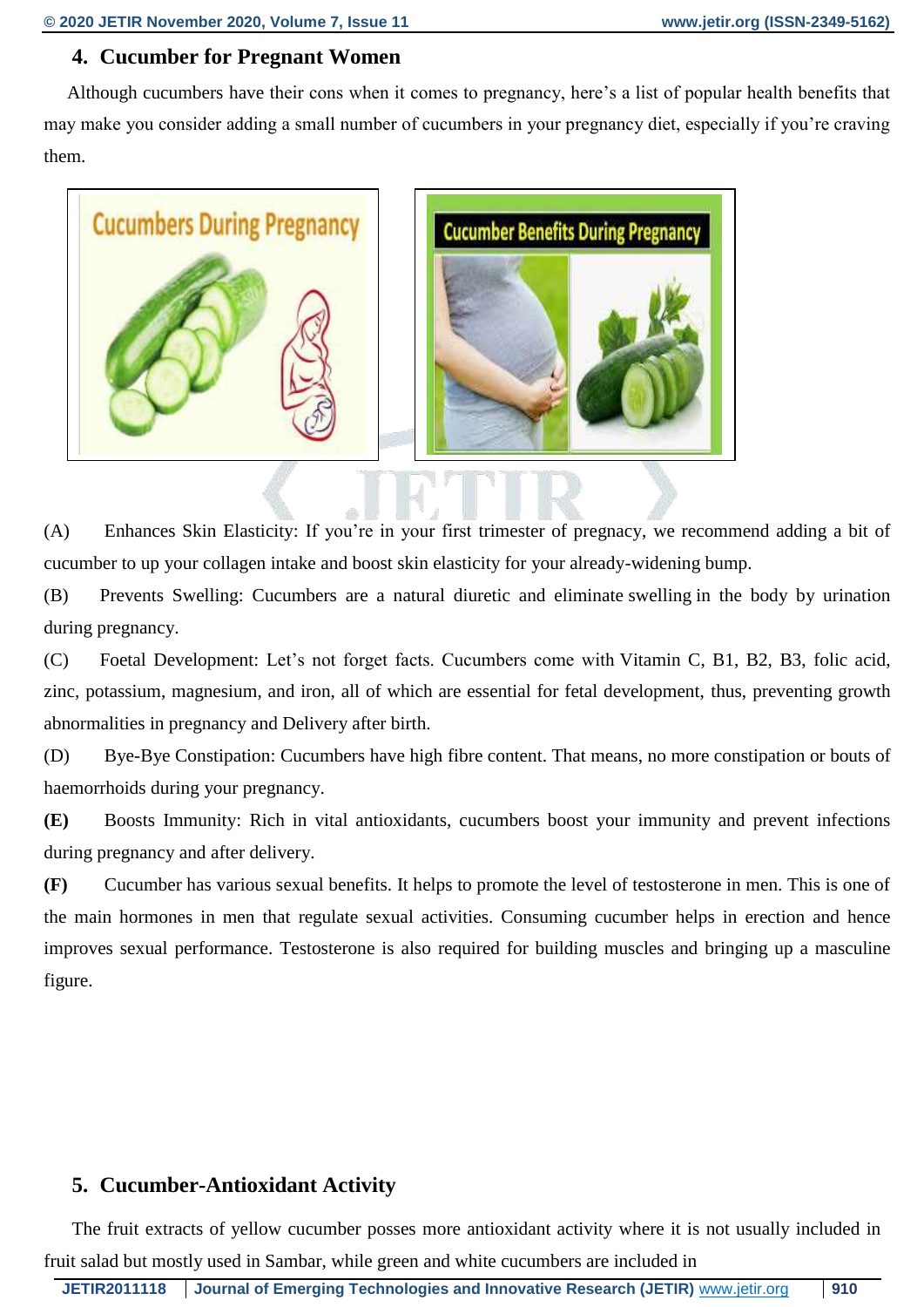## 4. Cucumber for Pregnant Women

Although cucumbers have their cons when it comes to pregnancy, here's a list of popular health benefits that may make you consider adding a small number of cucumbers in your pregnancy diet, especially if you're craving them.

(A) Enhances Skin Elasticity: If you're in your first trimester of pregnacy, we recommend adding a bit of cucumber to up your collagen intake and boost skin elasticity for your already-widening bump.

(B) Prevents Swelling: Cucumbers are a natural diuretic and eliminate swelling in the body by urination during pregnancy.

(C) Foetal Development: Let's not forget facts. Cucumbers come with Vitamin C, B1, B2, B3, folic acid, zinc, potassium, magnesium, and iron, all of which are essential for fetal development, thus, preventing growth abnormalities in pregnancy and Delivery after birth.

(D) Bye-Bye Constipation: Cucumbers have high fibre content. That means, no more constipation or bouts of haemorrhoids during your pregnancy.

**(E)** Boosts Immunity: Rich in vital antioxidants, cucumbers boost your immunity and prevent infections during pregnancy and after delivery.

**(F)** Cucumber has various sexual benefits. It helps to promote the level of testosterone in men. This is one of the main hormones in men that regulate sexual activities. Consuming cucumber helps in erection and hence improves sexual performance. Testosterone is also required for building muscles and bringing up a masculine figure.

## 5. Cucumber-Antioxidant Activity

The fruit extracts of yellow cucumber posses more antioxidant activity where it is not usually included in fruit salad but mostly used in Sambar, while green and white cucumbers are included in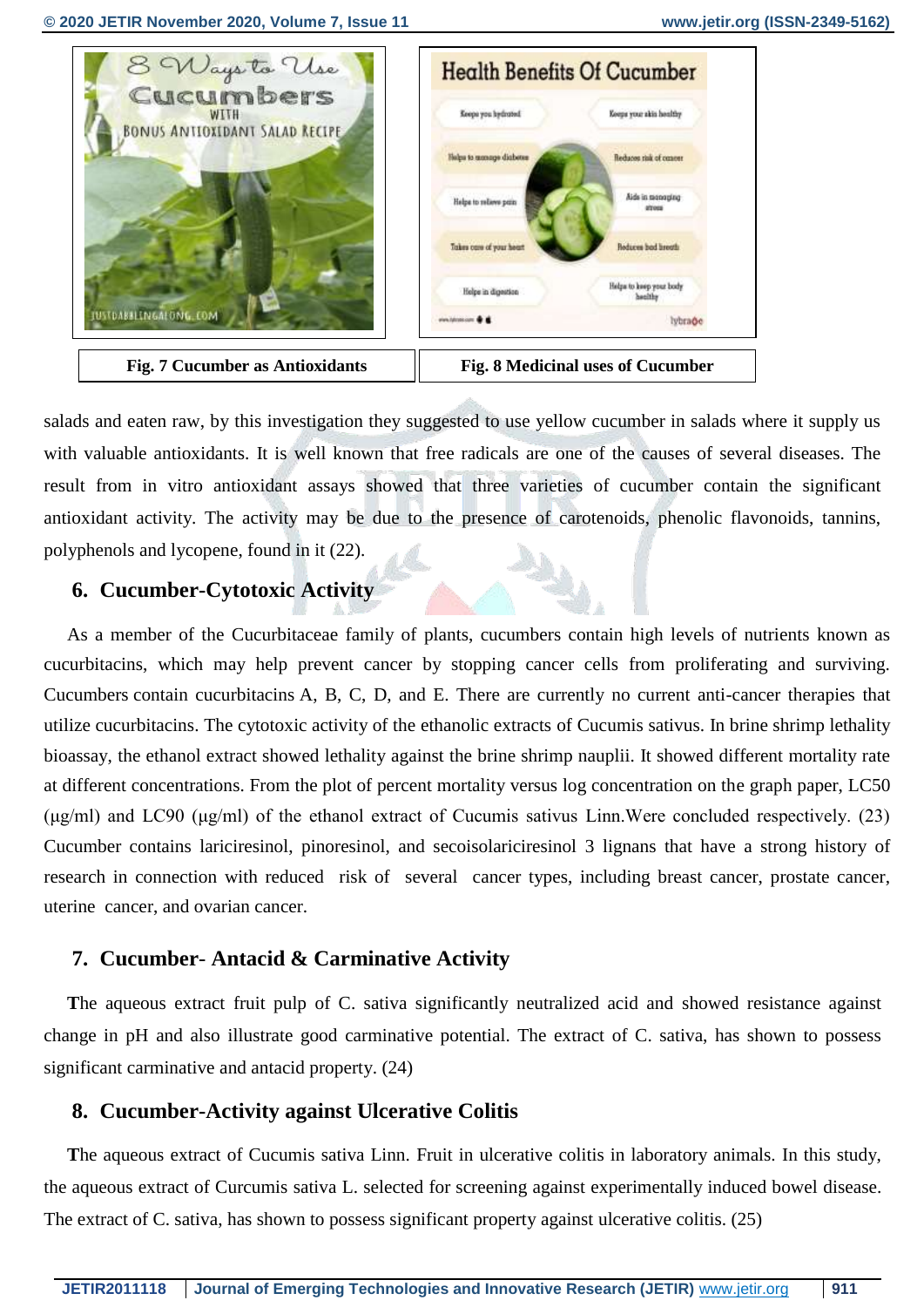Fig. 7 Cucumber as Antioxidants

Fig. 8 Medicinal uses of Cucumber

salads and eaten raw, by this investigation they suggested to use yellow cucumber in salads where it supply us with valuable antioxidants. It is well known that free radicals are one of the causes of several diseases. The result from in vitro antioxidant assays showed that three varieties of cucumber contain the significant antioxidant activity. The activity may be due to the presence of carotenoids, phenolic flavonoids, tannins, polyphenols and lycopene, found in it (22).

## 6. Cucumber-Cytotoxic Activity

As a member of the Cucurbitaceae family of plants, cucumbers contain high levels of nutrients known as cucurbitacins, which may help prevent cancer by stopping cancer cells from proliferating and surviving. Cucumbers contain cucurbitacins A, B, C, D, and E. There are currently no current anti-cancer therapies that utilize cucurbitacins. The cytotoxic activity of the ethanolic extracts of Cucumis sativus. In brine shrimp lethality bioassay, the ethanol extract showed lethality against the brine shrimp nauplii. It showed different mortality rate at different concentrations. From the plot of percent mortality versus log concentration on the graph paper, LC50 (μg/ml) and LC90 (μg/ml) of the ethanol extract of Cucumis sativus Linn.Were concluded respectively. (23) Cucumber contains lariciresinol, pinoresinol, and secoisolariciresinol 3 lignans that have a strong history of research in connection with reduced risk of several cancer types, including breast cancer, prostate cancer, uterine cancer, and ovarian cancer.

## 7. Cucumber- Antacid & Carminative Activity

**T**he aqueous extract fruit pulp of C. sativa significantly neutralized acid and showed resistance against change in pH and also illustrate good carminative potential. The extract of C. sativa, has shown to possess significant carminative and antacid property. (24)

## 8. Cucumber-Activity against Ulcerative Colitis

**T**he aqueous extract of Cucumis sativa Linn. Fruit in ulcerative colitis in laboratory animals. In this study, the aqueous extract of Curcumis sativa L. selected for screening against experimentally induced bowel disease. The extract of C. sativa, has shown to possess significant property against ulcerative colitis. (25)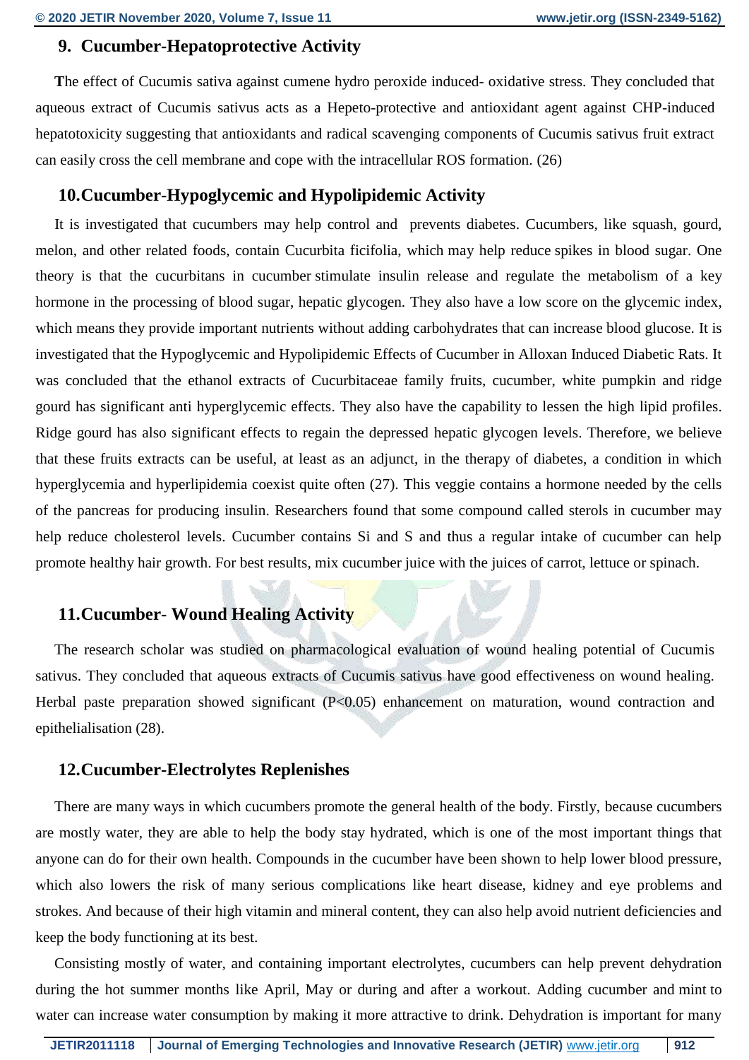## 9. Cucumber-Hepatoprotective Activity

**T**he effect of Cucumis sativa against cumene hydro peroxide induced- oxidative stress. They concluded that aqueous extract of Cucumis sativus acts as a Hepeto-protective and antioxidant agent against CHP-induced hepatotoxicity suggesting that antioxidants and radical scavenging components of Cucumis sativus fruit extract can easily cross the cell membrane and cope with the intracellular ROS formation. (26)

## 10. Cucumber-Hypoglycemic and Hypolipidemic Activity

It is investigated that cucumbers may help control and prevents diabetes. Cucumbers, like squash, gourd, melon, and other related foods, contain Cucurbita ficifolia, which may help reduce spikes in blood sugar. One theory is that the cucurbitans in cucumber stimulate insulin release and regulate the metabolism of a key hormone in the processing of blood sugar, hepatic glycogen. They also have a low score on the glycemic index, which means they provide important nutrients without adding carbohydrates that can increase blood glucose. It is investigated that the Hypoglycemic and Hypolipidemic Effects of Cucumber in Alloxan Induced Diabetic Rats. It was concluded that the ethanol extracts of Cucurbitaceae family fruits, cucumber, white pumpkin and ridge gourd has significant anti hyperglycemic effects. They also have the capability to lessen the high lipid profiles. Ridge gourd has also significant effects to regain the depressed hepatic glycogen levels. Therefore, we believe that these fruits extracts can be useful, at least as an adjunct, in the therapy of diabetes, a condition in which hyperglycemia and hyperlipidemia coexist quite often (27). This veggie contains a hormone needed by the cells of the pancreas for producing insulin. Researchers found that some compound called sterols in cucumber may help reduce cholesterol levels. Cucumber contains Si and S and thus a regular intake of cucumber can help promote healthy hair growth. For best results, mix cucumber juice with the juices of carrot, lettuce or spinach.

## 11. Cucumber- Wound Healing Activity

The research scholar was studied on pharmacological evaluation of wound healing potential of Cucumis sativus. They concluded that aqueous extracts of Cucumis sativus have good effectiveness on wound healing. Herbal paste preparation showed significant ($P<0.05$) enhancement on maturation, wound contraction and epithelialisation (28).

## 12. Cucumber-Electrolytes Replenishes

There are many ways in which cucumbers promote the general health of the body. Firstly, because cucumbers are mostly water, they are able to help the body stay hydrated, which is one of the most important things that anyone can do for their own health. Compounds in the cucumber have been shown to help lower blood pressure, which also lowers the risk of many serious complications like heart disease, kidney and eye problems and strokes. And because of their high vitamin and mineral content, they can also help avoid nutrient deficiencies and keep the body functioning at its best.

Consisting mostly of water, and containing important electrolytes, cucumbers can help prevent dehydration during the hot summer months like April, May or during and after a workout. Adding cucumber and mint to water can increase water consumption by making it more attractive to drink. Dehydration is important for many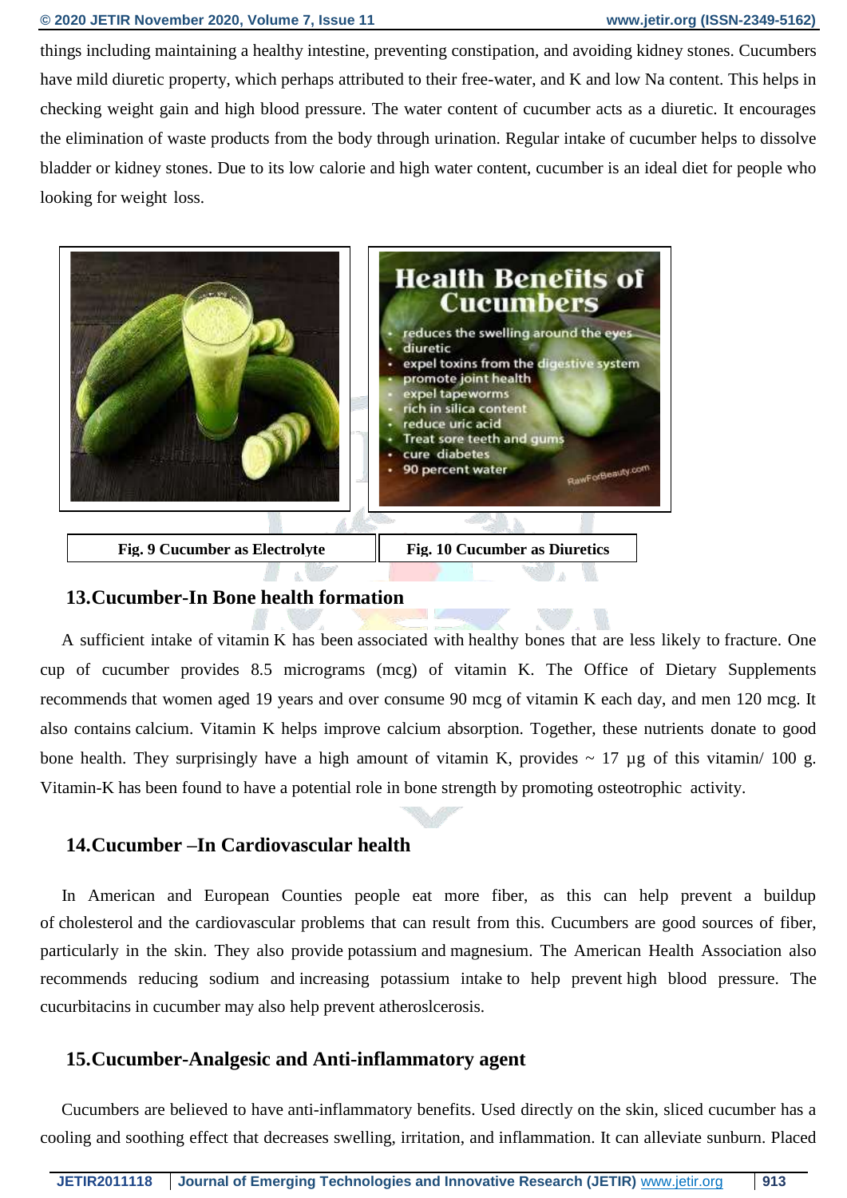things including maintaining a healthy intestine, preventing constipation, and avoiding kidney stones. Cucumbers have mild diuretic property, which perhaps attributed to their free-water, and K and low Na content. This helps in checking weight gain and high blood pressure. The water content of cucumber acts as a diuretic. It encourages the elimination of waste products from the body through urination. Regular intake of cucumber helps to dissolve bladder or kidney stones. Due to its low calorie and high water content, cucumber is an ideal diet for people who looking for weight loss.

**Fig. 9 Cucumber as Electrolyte**

**Fig. 10 Cucumber as Diuretics**

## 13.Cucumber-In Bone health formation

A sufficient intake of vitamin K has been associated with healthy bones that are less likely to fracture. One cup of cucumber provides 8.5 micrograms (mcg) of vitamin K. The Office of Dietary Supplements recommends that women aged 19 years and over consume 90 mcg of vitamin K each day, and men 120 mcg. It also contains calcium. Vitamin K helps improve calcium absorption. Together, these nutrients donate to good bone health. They surprisingly have a high amount of vitamin K, provides ~ 17 µg of this vitamin/ 100 g. Vitamin-K has been found to have a potential role in bone strength by promoting osteotrophic activity.

## 14.Cucumber –In Cardiovascular health

In American and European Counties people eat more fiber, as this can help prevent a buildup of cholesterol and the cardiovascular problems that can result from this. Cucumbers are good sources of fiber, particularly in the skin. They also provide potassium and magnesium. The American Health Association also recommends reducing sodium and increasing potassium intake to help prevent high blood pressure. The cucurbitacins in cucumber may also help prevent atheroslcerosis.

## 15.Cucumber-Analgesic and Anti-inflammatory agent

Cucumbers are believed to have anti-inflammatory benefits. Used directly on the skin, sliced cucumber has a cooling and soothing effect that decreases swelling, irritation, and inflammation. It can alleviate sunburn. Placed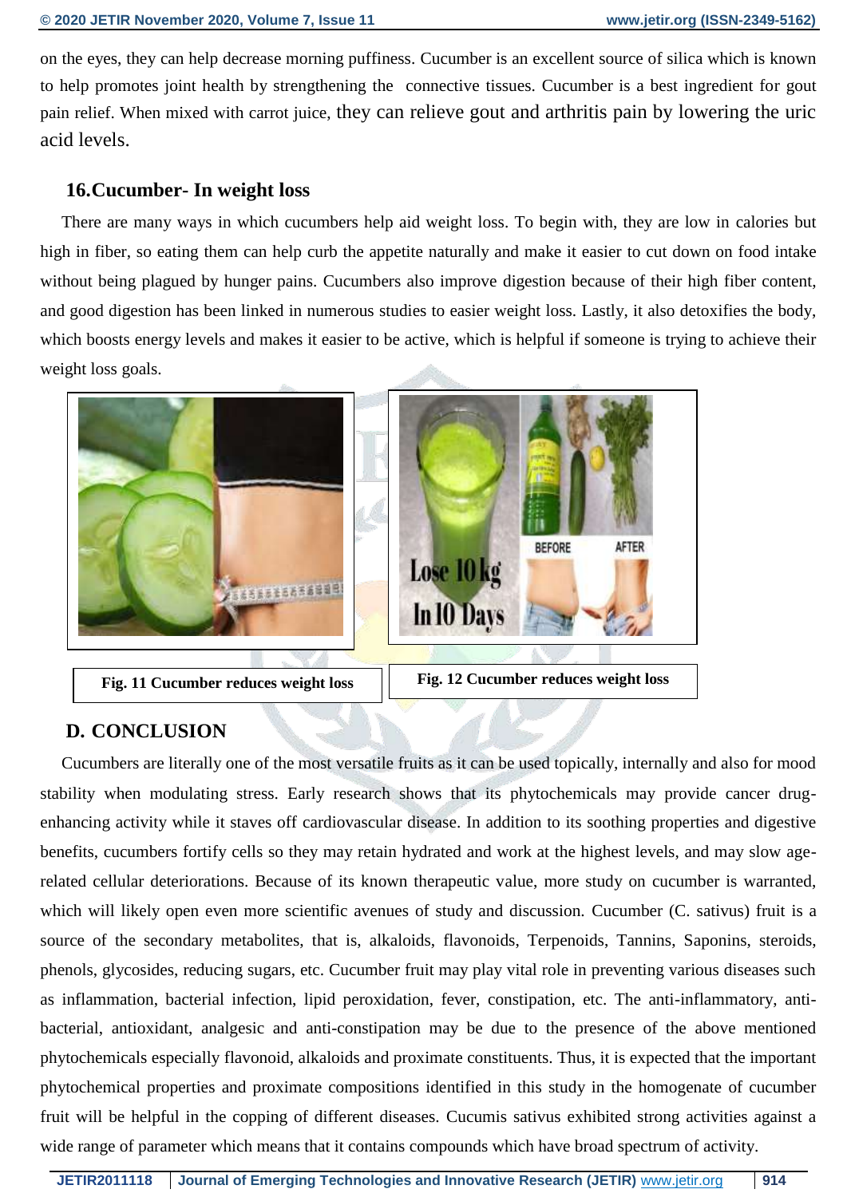on the eyes, they can help decrease morning puffiness. Cucumber is an excellent source of silica which is known to help promotes joint health by strengthening the connective tissues. Cucumber is a best ingredient for gout pain relief. When mixed with carrot juice, they can relieve gout and arthritis pain by lowering the uric acid levels.

### 16.Cucumber- In weight loss

There are many ways in which cucumbers help aid weight loss. To begin with, they are low in calories but high in fiber, so eating them can help curb the appetite naturally and make it easier to cut down on food intake without being plagued by hunger pains. Cucumbers also improve digestion because of their high fiber content, and good digestion has been linked in numerous studies to easier weight loss. Lastly, it also detoxifies the body, which boosts energy levels and makes it easier to be active, which is helpful if someone is trying to achieve their weight loss goals.

**Fig. 11 Cucumber reduces weight loss**

**Fig. 12 Cucumber reduces weight loss**

## D. CONCLUSION

Cucumbers are literally one of the most versatile fruits as it can be used topically, internally and also for mood stability when modulating stress. Early research shows that its phytochemicals may provide cancer drug-enhancing activity while it staves off cardiovascular disease. In addition to its soothing properties and digestive benefits, cucumbers fortify cells so they may retain hydrated and work at the highest levels, and may slow age-related cellular deteriorations. Because of its known therapeutic value, more study on cucumber is warranted, which will likely open even more scientific avenues of study and discussion. Cucumber (C. sativus) fruit is a source of the secondary metabolites, that is, alkaloids, flavonoids, Terpenoids, Tannins, Saponins, steroids, phenols, glycosides, reducing sugars, etc. Cucumber fruit may play vital role in preventing various diseases such as inflammation, bacterial infection, lipid peroxidation, fever, constipation, etc. The anti-inflammatory, anti-bacterial, antioxidant, analgesic and anti-constipation may be due to the presence of the above mentioned phytochemicals especially flavonoid, alkaloids and proximate constituents. Thus, it is expected that the important phytochemical properties and proximate compositions identified in this study in the homogenate of cucumber fruit will be helpful in the copping of different diseases. Cucumis sativus exhibited strong activities against a wide range of parameter which means that it contains compounds which have broad spectrum of activity.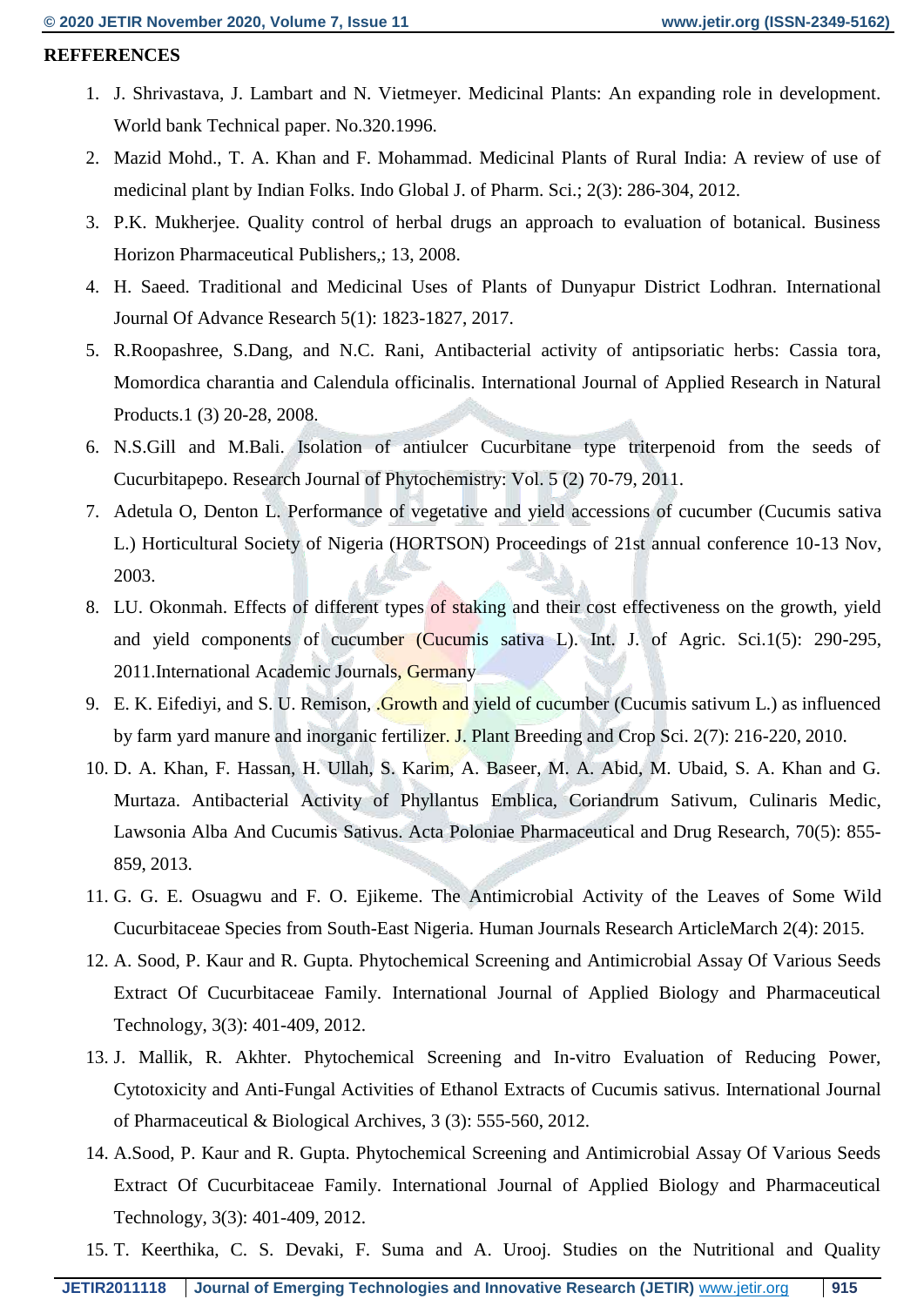**REFFERENCES**

1. J. Shrivastava, J. Lambart and N. Vietmeyer. Medicinal Plants: An expanding role in development. World bank Technical paper. No.320.1996.
2. Mazid Mohd., T. A. Khan and F. Mohammad. Medicinal Plants of Rural India: A review of use of medicinal plant by Indian Folks. Indo Global J. of Pharm. Sci.; 2(3): 286-304, 2012.
3. P.K. Mukherjee. Quality control of herbal drugs an approach to evaluation of botanical. Business Horizon Pharmaceutical Publishers,; 13, 2008.
4. H. Saeed. Traditional and Medicinal Uses of Plants of Dunyapur District Lodhran. International Journal Of Advance Research 5(1): 1823-1827, 2017.
5. R.Roopashree, S.Dang, and N.C. Rani, Antibacterial activity of antipsoriatic herbs: Cassia tora, Momordica charantia and Calendula officinalis. International Journal of Applied Research in Natural Products.1 (3) 20-28, 2008.
6. N.S.Gill and M.Bali. Isolation of antiulcer Cucurbitane type triterpenoid from the seeds of Cucurbitapepo. Research Journal of Phytochemistry: Vol. 5 (2) 70-79, 2011.
7. Adetula O, Denton L. Performance of vegetative and yield accessions of cucumber (Cucumis sativa L.) Horticultural Society of Nigeria (HORTSON) Proceedings of 21st annual conference 10-13 Nov, 2003.
8. LU. Okonmah. Effects of different types of staking and their cost effectiveness on the growth, yield and yield components of cucumber (Cucumis sativa L). Int. J. of Agric. Sci.1(5): 290-295, 2011.International Academic Journals, Germany
9. E. K. Eifediyi, and S. U. Remison, .Growth and yield of cucumber (Cucumis sativum L.) as influenced by farm yard manure and inorganic fertilizer. J. Plant Breeding and Crop Sci. 2(7): 216-220, 2010.
10. D. A. Khan, F. Hassan, H. Ullah, S. Karim, A. Baseer, M. A. Abid, M. Ubaid, S. A. Khan and G. Murtaza. Antibacterial Activity of Phyllantus Emblica, Coriandrum Sativum, Culinaris Medic, Lawsonia Alba And Cucumis Sativus. Acta Poloniae Pharmaceutical and Drug Research, 70(5): 855-859, 2013.
11. G. G. E. Osuagwu and F. O. Ejikeme. The Antimicrobial Activity of the Leaves of Some Wild Cucurbitaceae Species from South-East Nigeria. Human Journals Research ArticleMarch 2(4): 2015.
12. A. Sood, P. Kaur and R. Gupta. Phytochemical Screening and Antimicrobial Assay Of Various Seeds Extract Of Cucurbitaceae Family. International Journal of Applied Biology and Pharmaceutical Technology, 3(3): 401-409, 2012.
13. J. Mallik, R. Akhter. Phytochemical Screening and In-vitro Evaluation of Reducing Power, Cytotoxicity and Anti-Fungal Activities of Ethanol Extracts of Cucumis sativus. International Journal of Pharmaceutical & Biological Archives, 3 (3): 555-560, 2012.
14. A.Sood, P. Kaur and R. Gupta. Phytochemical Screening and Antimicrobial Assay Of Various Seeds Extract Of Cucurbitaceae Family. International Journal of Applied Biology and Pharmaceutical Technology, 3(3): 401-409, 2012.
15. T. Keerthika, C. S. Devaki, F. Suma and A. Urooj. Studies on the Nutritional and Quality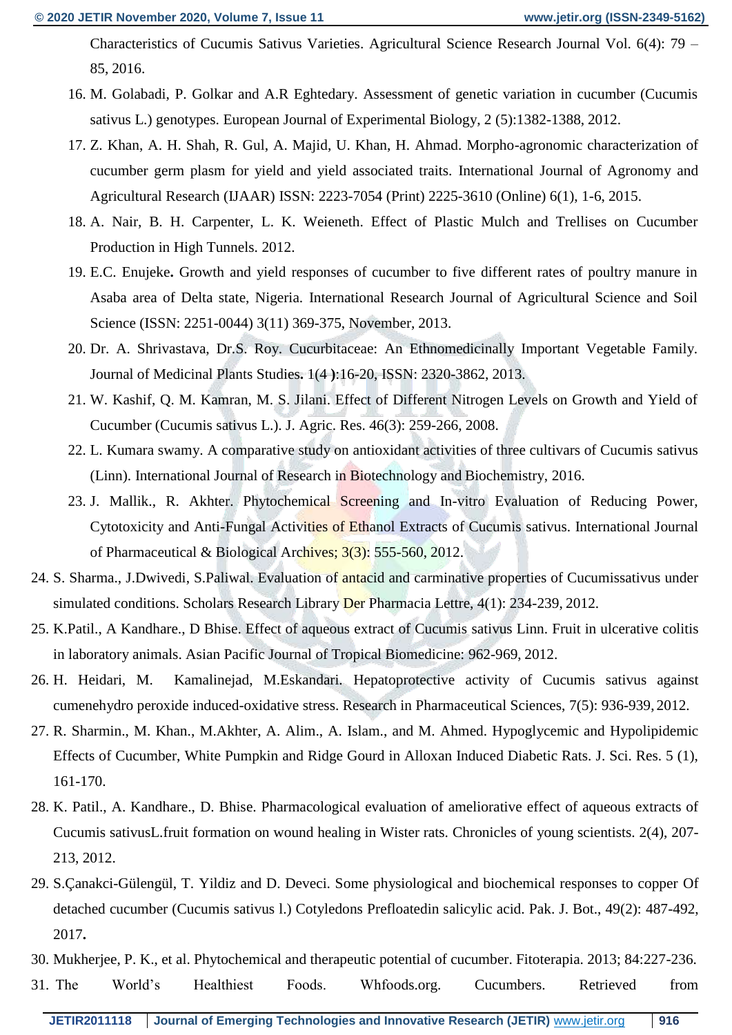Characteristics of Cucumis Sativus Varieties. Agricultural Science Research Journal Vol. 6(4): 79 – 85, 2016.

16. M. Golabadi, P. Golkar and A.R Eghtedary. Assessment of genetic variation in cucumber (Cucumis sativus L.) genotypes. European Journal of Experimental Biology, 2 (5):1382-1388, 2012.
17. Z. Khan, A. H. Shah, R. Gul, A. Majid, U. Khan, H. Ahmad. Morpho-agronomic characterization of cucumber germ plasm for yield and yield associated traits. International Journal of Agronomy and Agricultural Research (IJAAR) ISSN: 2223-7054 (Print) 2225-3610 (Online) 6(1), 1-6, 2015.
18. A. Nair, B. H. Carpenter, L. K. Weieneth. Effect of Plastic Mulch and Trellises on Cucumber Production in High Tunnels. 2012.
19. E.C. Enujeke**.** Growth and yield responses of cucumber to five different rates of poultry manure in Asaba area of Delta state, Nigeria. International Research Journal of Agricultural Science and Soil Science (ISSN: 2251-0044) 3(11) 369-375, November, 2013.
20. Dr. A. Shrivastava, Dr.S. Roy. Cucurbitaceae: An Ethnomedicinally Important Vegetable Family. Journal of Medicinal Plants Studies**.** 1(4 **)**:16-20, ISSN: 2320-3862, 2013.
21. W. Kashif, Q. M. Kamran, M. S. Jilani. Effect of Different Nitrogen Levels on Growth and Yield of Cucumber (Cucumis sativus L.). J. Agric. Res. 46(3): 259-266, 2008.
22. L. Kumara swamy. A comparative study on antioxidant activities of three cultivars of Cucumis sativus (Linn). International Journal of Research in Biotechnology and Biochemistry, 2016.
23. J. Mallik., R. Akhter. Phytochemical Screening and In-vitro Evaluation of Reducing Power, Cytotoxicity and Anti-Fungal Activities of Ethanol Extracts of Cucumis sativus. International Journal of Pharmaceutical & Biological Archives; 3(3): 555-560, 2012.
24. S. Sharma., J.Dwivedi, S.Paliwal. Evaluation of antacid and carminative properties of Cucumissativus under simulated conditions. Scholars Research Library Der Pharmacia Lettre, 4(1): 234-239, 2012.
25. K.Patil., A Kandhare., D Bhise. Effect of aqueous extract of Cucumis sativus Linn. Fruit in ulcerative colitis in laboratory animals. Asian Pacific Journal of Tropical Biomedicine: 962-969, 2012.
26. H. Heidari, M. Kamalinejad, M.Eskandari. Hepatoprotective activity of Cucumis sativus against cumenehydro peroxide induced-oxidative stress. Research in Pharmaceutical Sciences, 7(5): 936-939, 2012.
27. R. Sharmin., M. Khan., M.Akhter, A. Alim., A. Islam., and M. Ahmed. Hypoglycemic and Hypolipidemic Effects of Cucumber, White Pumpkin and Ridge Gourd in Alloxan Induced Diabetic Rats. J. Sci. Res. 5 (1), 161-170.
28. K. Patil., A. Kandhare., D. Bhise. Pharmacological evaluation of ameliorative effect of aqueous extracts of Cucumis sativusL.fruit formation on wound healing in Wister rats. Chronicles of young scientists. 2(4), 207-213, 2012.
29. S.Çanakci-Gülengül, T. Yildiz and D. Deveci. Some physiological and biochemical responses to copper Of detached cucumber (Cucumis sativus l.) Cotyledons Prefloatedin salicylic acid. Pak. J. Bot., 49(2): 487-492, 2017**.**
30. Mukherjee, P. K., et al. Phytochemical and therapeutic potential of cucumber. Fitoterapia. 2013; 84:227-236.
31. The World's Healthiest Foods. Whfoods.org. Cucumbers. Retrieved from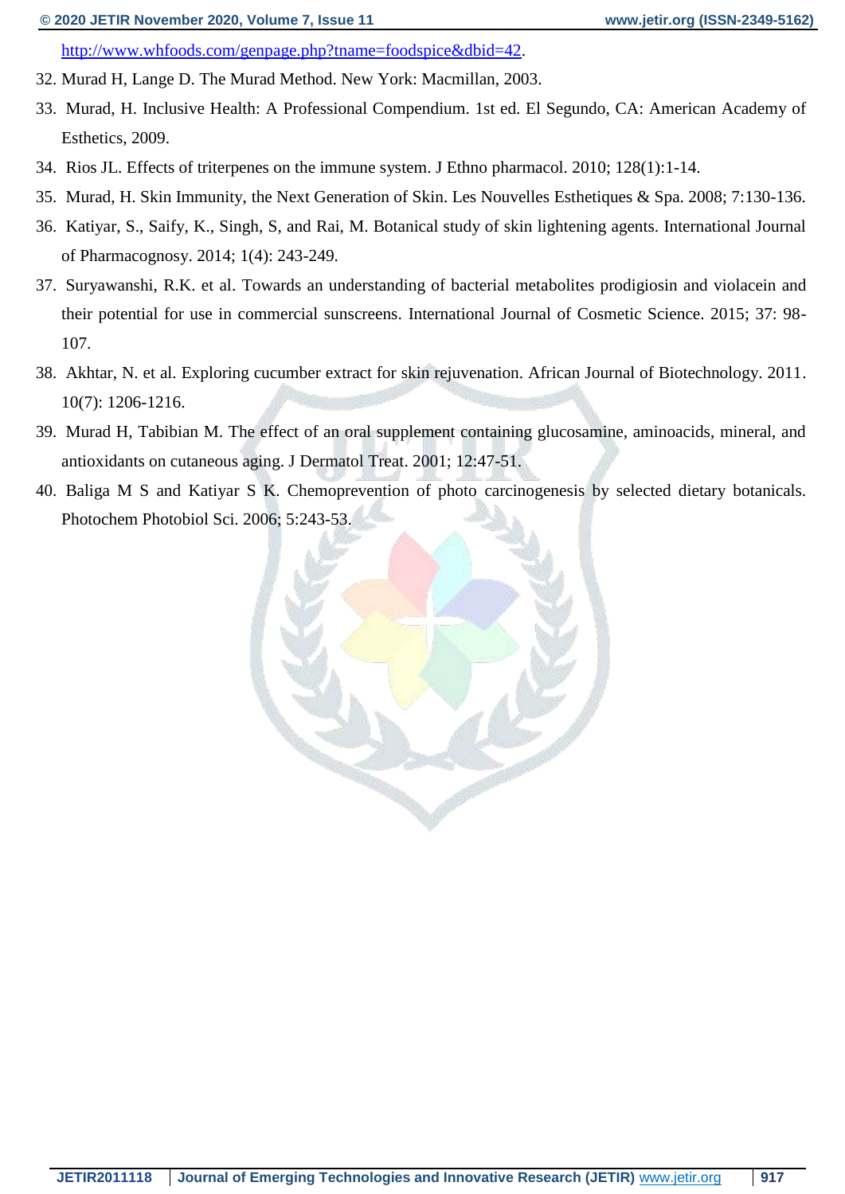http://www.whfoods.com/genpage.php?tname=foodspice&dbid=42.

32. Murad H, Lange D. The Murad Method. New York: Macmillan, 2003.
33. Murad, H. Inclusive Health: A Professional Compendium. 1st ed. El Segundo, CA: American Academy of Esthetics, 2009.
34. Rios JL. Effects of triterpenes on the immune system. J Ethno pharmacol. 2010; 128(1):1-14.
35. Murad, H. Skin Immunity, the Next Generation of Skin. Les Nouvelles Esthetiques & Spa. 2008; 7:130-136.
36. Katiyar, S., Saify, K., Singh, S, and Rai, M. Botanical study of skin lightening agents. International Journal of Pharmacognosy. 2014; 1(4): 243-249.
37. Suryawanshi, R.K. et al. Towards an understanding of bacterial metabolites prodigiosin and violacein and their potential for use in commercial sunscreens. International Journal of Cosmetic Science. 2015; 37: 98-107.
38. Akhtar, N. et al. Exploring cucumber extract for skin rejuvenation. African Journal of Biotechnology. 2011. 10(7): 1206-1216.
39. Murad H, Tabibian M. The effect of an oral supplement containing glucosamine, aminoacids, mineral, and antioxidants on cutaneous aging. J Dermatol Treat. 2001; 12:47-51.
40. Baliga M S and Katiyar S K. Chemoprevention of photo carcinogenesis by selected dietary botanicals. Photochem Photobiol Sci. 2006; 5:243-53.